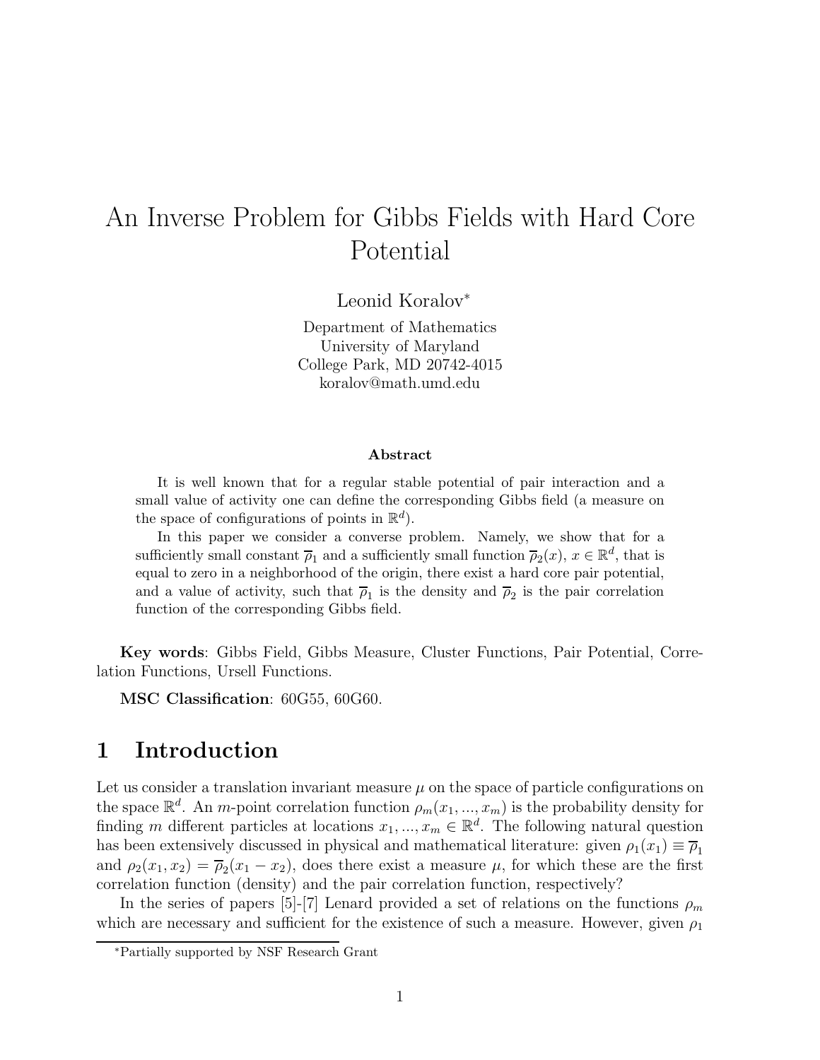# An Inverse Problem for Gibbs Fields with Hard Core Potential

Leonid Koralov*

Department of Mathematics
University of Maryland
College Park, MD 20742-4015
koralov@math.umd.edu

**Abstract**

It is well known that for a regular stable potential of pair interaction and a small value of activity one can define the corresponding Gibbs field (a measure on the space of configurations of points in $\mathbb{R}^d$).

In this paper we consider a converse problem. Namely, we show that for a sufficiently small constant $\overline{\rho}_1$ and a sufficiently small function $\overline{\rho}_2(x)$, $x \in \mathbb{R}^d$, that is equal to zero in a neighborhood of the origin, there exist a hard core pair potential, and a value of activity, such that $\overline{\rho}_1$ is the density and $\overline{\rho}_2$ is the pair correlation function of the corresponding Gibbs field.

**Key words**: Gibbs Field, Gibbs Measure, Cluster Functions, Pair Potential, Correlation Functions, Ursell Functions.

**MSC Classification**: 60G55, 60G60.

## 1 Introduction

Let us consider a translation invariant measure $\mu$ on the space of particle configurations on the space $\mathbb{R}^d$. An $m$-point correlation function $\rho_m(x_1, ..., x_m)$ is the probability density for finding $m$ different particles at locations $x_1, ..., x_m \in \mathbb{R}^d$. The following natural question has been extensively discussed in physical and mathematical literature: given $\rho_1(x_1) \equiv \overline{\rho}_1$ and $\rho_2(x_1, x_2) = \overline{\rho}_2(x_1 - x_2)$, does there exist a measure $\mu$, for which these are the first correlation function (density) and the pair correlation function, respectively?

In the series of papers [5]-[7] Lenard provided a set of relations on the functions $\rho_m$ which are necessary and sufficient for the existence of such a measure. However, given $\rho_1$

*Partially supported by NSF Research Grant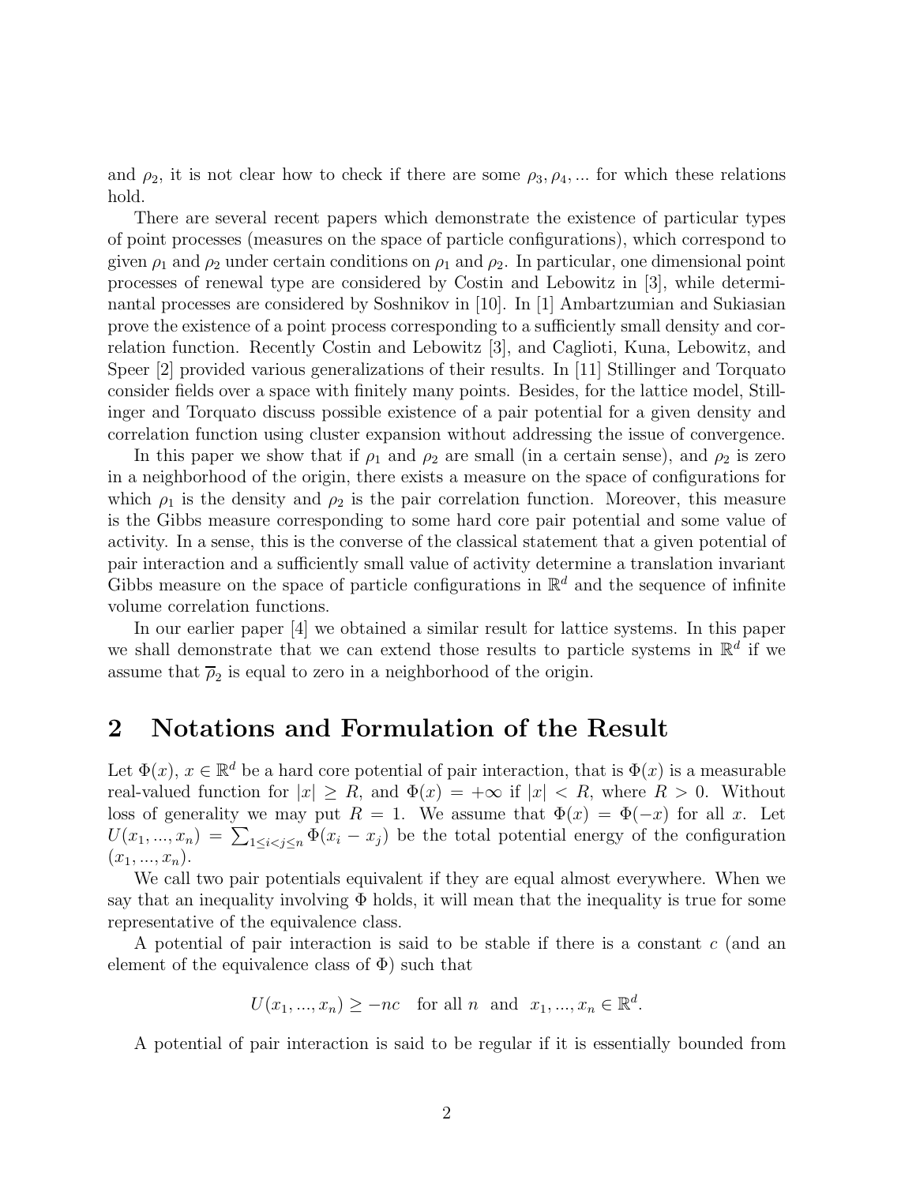and $\rho_2$, it is not clear how to check if there are some $\rho_3, \rho_4, ...$ for which these relations hold.

There are several recent papers which demonstrate the existence of particular types of point processes (measures on the space of particle configurations), which correspond to given $\rho_1$ and $\rho_2$ under certain conditions on $\rho_1$ and $\rho_2$. In particular, one dimensional point processes of renewal type are considered by Costin and Lebowitz in [3], while determinantal processes are considered by Soshnikov in [10]. In [1] Ambartzumian and Sukiasian prove the existence of a point process corresponding to a sufficiently small density and correlation function. Recently Costin and Lebowitz [3], and Caglioti, Kuna, Lebowitz, and Speer [2] provided various generalizations of their results. In [11] Stillinger and Torquato consider fields over a space with finitely many points. Besides, for the lattice model, Stillinger and Torquato discuss possible existence of a pair potential for a given density and correlation function using cluster expansion without addressing the issue of convergence.

In this paper we show that if $\rho_1$ and $\rho_2$ are small (in a certain sense), and $\rho_2$ is zero in a neighborhood of the origin, there exists a measure on the space of configurations for which $\rho_1$ is the density and $\rho_2$ is the pair correlation function. Moreover, this measure is the Gibbs measure corresponding to some hard core pair potential and some value of activity. In a sense, this is the converse of the classical statement that a given potential of pair interaction and a sufficiently small value of activity determine a translation invariant Gibbs measure on the space of particle configurations in $\mathbb{R}^d$ and the sequence of infinite volume correlation functions.

In our earlier paper [4] we obtained a similar result for lattice systems. In this paper we shall demonstrate that we can extend those results to particle systems in $\mathbb{R}^d$ if we assume that $\overline{\rho}_2$ is equal to zero in a neighborhood of the origin.

## 2 Notations and Formulation of the Result

Let $\Phi(x)$, $x \in \mathbb{R}^d$ be a hard core potential of pair interaction, that is $\Phi(x)$ is a measurable real-valued function for $|x| \geq R$, and $\Phi(x) = +\infty$ if $|x| < R$, where $R > 0$. Without loss of generality we may put $R = 1$. We assume that $\Phi(x) = \Phi(-x)$ for all $x$. Let $U(x_1, ..., x_n) = \sum_{1 \leq i < j \leq n} \Phi(x_i - x_j)$ be the total potential energy of the configuration $(x_1, ..., x_n)$.

We call two pair potentials equivalent if they are equal almost everywhere. When we say that an inequality involving $\Phi$ holds, it will mean that the inequality is true for some representative of the equivalence class.

A potential of pair interaction is said to be stable if there is a constant $c$ (and an element of the equivalence class of $\Phi$) such that

$$U(x_1, ..., x_n) \geq -nc \quad \text{for all } n \text{ and } x_1, ..., x_n \in \mathbb{R}^d.$$

A potential of pair interaction is said to be regular if it is essentially bounded from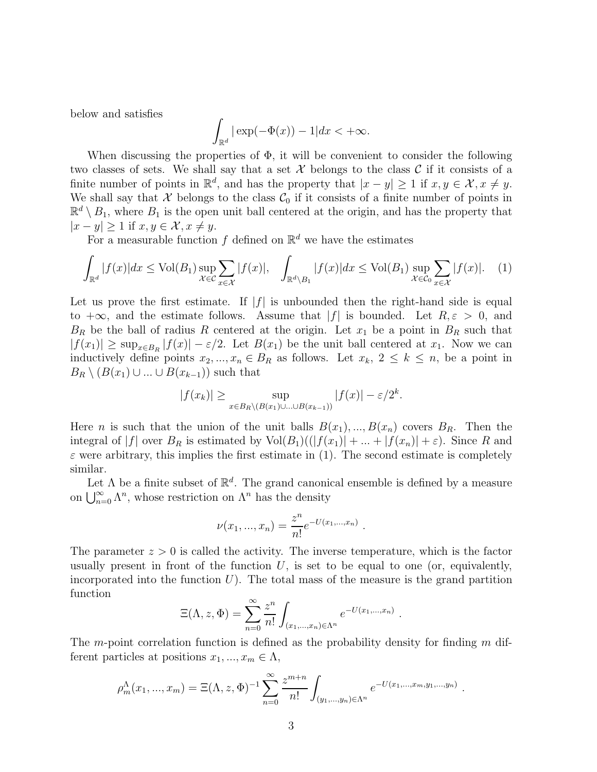below and satisfies

$$\int_{\mathbb{R}^d} |\exp(-\Phi(x)) - 1| dx < +\infty.$$

When discussing the properties of $\Phi$, it will be convenient to consider the following two classes of sets. We shall say that a set $\mathcal{X}$ belongs to the class $\mathcal{C}$ if it consists of a finite number of points in $\mathbb{R}^d$, and has the property that $|x - y| \geq 1$ if $x, y \in \mathcal{X}, x \neq y$. We shall say that $\mathcal{X}$ belongs to the class $\mathcal{C}_0$ if it consists of a finite number of points in $\mathbb{R}^d \setminus B_1$, where $B_1$ is the open unit ball centered at the origin, and has the property that $|x - y| \geq 1$ if $x, y \in \mathcal{X}, x \neq y$.

For a measurable function $f$ defined on $\mathbb{R}^d$ we have the estimates

$$\int_{\mathbb{R}^d} |f(x)| dx \leq \mathrm{Vol}(B_1) \sup_{\mathcal{X} \in \mathcal{C}} \sum_{x \in \mathcal{X}} |f(x)|, \quad \int_{\mathbb{R}^d \setminus B_1} |f(x)| dx \leq \mathrm{Vol}(B_1) \sup_{\mathcal{X} \in \mathcal{C}_0} \sum_{x \in \mathcal{X}} |f(x)|. \quad (1)$$

Let us prove the first estimate. If $|f|$ is unbounded then the right-hand side is equal to $+\infty$, and the estimate follows. Assume that $|f|$ is bounded. Let $R, \varepsilon > 0$, and $B_R$ be the ball of radius $R$ centered at the origin. Let $x_1$ be a point in $B_R$ such that $|f(x_1)| \geq \sup_{x \in B_R} |f(x)| - \varepsilon/2$. Let $B(x_1)$ be the unit ball centered at $x_1$. Now we can inductively define points $x_2, ..., x_n \in B_R$ as follows. Let $x_k$, $2 \leq k \leq n$, be a point in $B_R \setminus (B(x_1) \cup ... \cup B(x_{k-1}))$ such that

$$|f(x_k)| \geq \sup_{x \in B_R \setminus (B(x_1) \cup ... \cup B(x_{k-1}))} |f(x)| - \varepsilon/2^k.$$

Here $n$ is such that the union of the unit balls $B(x_1), ..., B(x_n)$ covers $B_R$. Then the integral of $|f|$ over $B_R$ is estimated by $\mathrm{Vol}(B_1)((|f(x_1)| + ... + |f(x_n)| + \varepsilon)$. Since $R$ and $\varepsilon$ were arbitrary, this implies the first estimate in (1). The second estimate is completely similar.

Let $\Lambda$ be a finite subset of $\mathbb{R}^d$. The grand canonical ensemble is defined by a measure on $\bigcup_{n=0}^{\infty} \Lambda^n$, whose restriction on $\Lambda^n$ has the density

$$\nu(x_1, ..., x_n) = \frac{z^n}{n!} e^{-U(x_1, ..., x_n)} .$$

The parameter $z > 0$ is called the activity. The inverse temperature, which is the factor usually present in front of the function $U$, is set to be equal to one (or, equivalently, incorporated into the function $U$). The total mass of the measure is the grand partition function

$$\Xi(\Lambda, z, \Phi) = \sum_{n=0}^{\infty} \frac{z^n}{n!} \int_{(x_1, ..., x_n) \in \Lambda^n} e^{-U(x_1, ..., x_n)} .$$

The $m$-point correlation function is defined as the probability density for finding $m$ different particles at positions $x_1, ..., x_m \in \Lambda$,

$$\rho_m^{\Lambda}(x_1, ..., x_m) = \Xi(\Lambda, z, \Phi)^{-1} \sum_{n=0}^{\infty} \frac{z^{m+n}}{n!} \int_{(y_1, ..., y_n) \in \Lambda^n} e^{-U(x_1, ..., x_m, y_1, ..., y_n)} .$$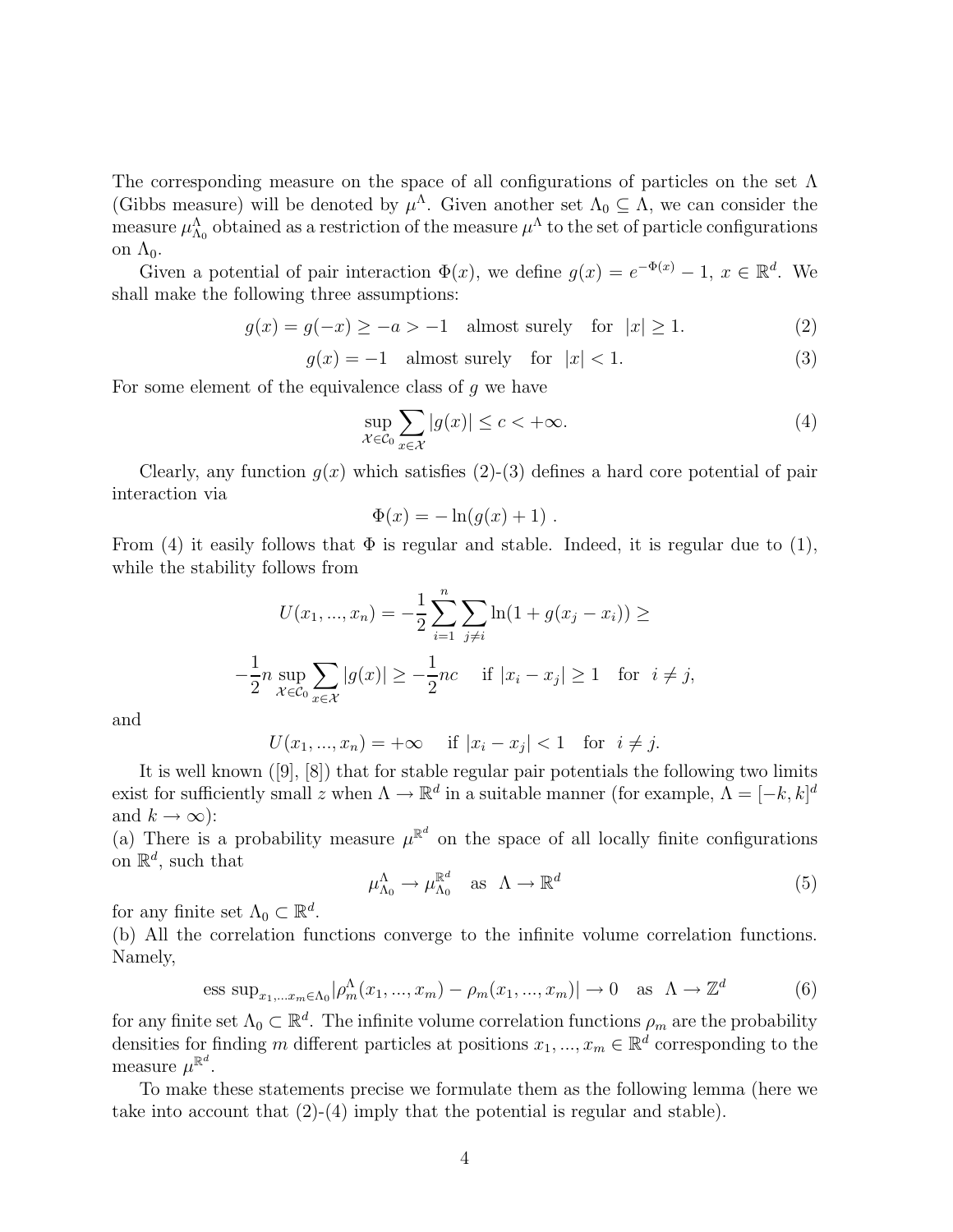The corresponding measure on the space of all configurations of particles on the set $\Lambda$ (Gibbs measure) will be denoted by $\mu^\Lambda$. Given another set $\Lambda_0 \subseteq \Lambda$, we can consider the measure $\mu^\Lambda_{\Lambda_0}$ obtained as a restriction of the measure $\mu^\Lambda$ to the set of particle configurations on $\Lambda_0$.

Given a potential of pair interaction $\Phi(x)$, we define $g(x) = e^{-\Phi(x)} - 1$, $x \in \mathbb{R}^d$. We shall make the following three assumptions:

$$g(x) = g(-x) \geq -a > -1 \quad \text{almost surely} \quad \text{for } \; |x| \geq 1. \tag{2}$$

$$g(x) = -1 \quad \text{almost surely} \quad \text{for } \; |x| < 1. \tag{3}$$

For some element of the equivalence class of $g$ we have

$$\sup_{\mathcal{X} \in \mathcal{C}_0} \sum_{x \in \mathcal{X}} |g(x)| \leq c < +\infty. \tag{4}$$

Clearly, any function $g(x)$ which satisfies (2)-(3) defines a hard core potential of pair interaction via

$$\Phi(x) = -\ln(g(x) + 1) \; .$$

From (4) it easily follows that $\Phi$ is regular and stable. Indeed, it is regular due to (1), while the stability follows from

$$U(x_1, ..., x_n) = -\frac{1}{2} \sum_{i=1}^{n} \sum_{j \neq i} \ln(1 + g(x_j - x_i)) \geq$$

$$-\frac{1}{2} n \sup_{\mathcal{X} \in \mathcal{C}_0} \sum_{x \in \mathcal{X}} |g(x)| \geq -\frac{1}{2} nc \quad \text{ if } |x_i - x_j| \geq 1 \quad \text{for } \; i \neq j,$$

and

$$U(x_1, ..., x_n) = +\infty \quad \text{ if } |x_i - x_j| < 1 \quad \text{for } \; i \neq j.$$

It is well known ([9], [8]) that for stable regular pair potentials the following two limits exist for sufficiently small $z$ when $\Lambda \to \mathbb{R}^d$ in a suitable manner (for example, $\Lambda = [-k, k]^d$ and $k \to \infty$):

(a) There is a probability measure $\mu^{\mathbb{R}^d}$ on the space of all locally finite configurations on $\mathbb{R}^d$, such that

$$\mu^\Lambda_{\Lambda_0} \to \mu^{\mathbb{R}^d}_{\Lambda_0} \quad \text{as } \; \Lambda \to \mathbb{R}^d \tag{5}$$

for any finite set $\Lambda_0 \subset \mathbb{R}^d$.

(b) All the correlation functions converge to the infinite volume correlation functions. Namely,

$$\text{ess sup}_{x_1, ... x_m \in \Lambda_0} |\rho^\Lambda_m(x_1, ..., x_m) - \rho_m(x_1, ..., x_m)| \to 0 \quad \text{as } \; \Lambda \to \mathbb{Z}^d \tag{6}$$

for any finite set $\Lambda_0 \subset \mathbb{R}^d$. The infinite volume correlation functions $\rho_m$ are the probability densities for finding $m$ different particles at positions $x_1, ..., x_m \in \mathbb{R}^d$ corresponding to the measure $\mu^{\mathbb{R}^d}$.

To make these statements precise we formulate them as the following lemma (here we take into account that (2)-(4) imply that the potential is regular and stable).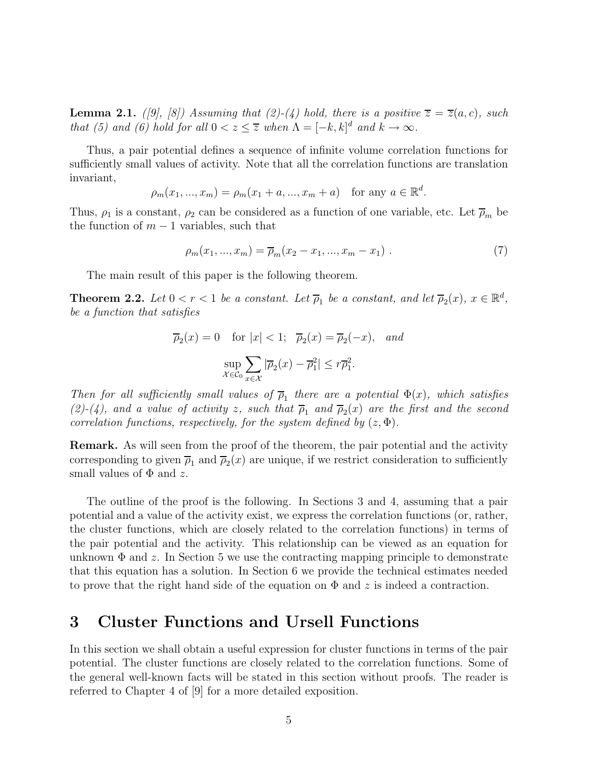**Lemma 2.1.** *([9], [8]) Assuming that (2)-(4) hold, there is a positive $\overline{z} = \overline{z}(a, c)$, such that (5) and (6) hold for all $0 < z \leq \overline{z}$ when $\Lambda = [-k, k]^d$ and $k \to \infty$.*

Thus, a pair potential defines a sequence of infinite volume correlation functions for sufficiently small values of activity. Note that all the correlation functions are translation invariant,

$$\rho_m(x_1, ..., x_m) = \rho_m(x_1 + a, ..., x_m + a) \quad \text{for any } a \in \mathbb{R}^d.$$

Thus, $\rho_1$ is a constant, $\rho_2$ can be considered as a function of one variable, etc. Let $\overline{\rho}_m$ be the function of $m - 1$ variables, such that

$$\rho_m(x_1, ..., x_m) = \overline{\rho}_m(x_2 - x_1, ..., x_m - x_1) \ . \tag{7}$$

The main result of this paper is the following theorem.

**Theorem 2.2.** *Let $0 < r < 1$ be a constant. Let $\overline{\rho}_1$ be a constant, and let $\overline{\rho}_2(x)$, $x \in \mathbb{R}^d$, be a function that satisfies*

$$\overline{\rho}_2(x) = 0 \quad \text{for } |x| < 1; \quad \overline{\rho}_2(x) = \overline{\rho}_2(-x), \quad \textit{and}$$

$$\sup_{\mathcal{X} \in \mathcal{C}_0} \sum_{x \in \mathcal{X}} |\overline{\rho}_2(x) - \overline{\rho}_1^2| \leq r\overline{\rho}_1^2.$$

*Then for all sufficiently small values of $\overline{\rho}_1$ there are a potential $\Phi(x)$, which satisfies (2)-(4), and a value of activity $z$, such that $\overline{\rho}_1$ and $\overline{\rho}_2(x)$ are the first and the second correlation functions, respectively, for the system defined by $(z, \Phi)$.*

**Remark.** As will seen from the proof of the theorem, the pair potential and the activity corresponding to given $\overline{\rho}_1$ and $\overline{\rho}_2(x)$ are unique, if we restrict consideration to sufficiently small values of $\Phi$ and $z$.

The outline of the proof is the following. In Sections 3 and 4, assuming that a pair potential and a value of the activity exist, we express the correlation functions (or, rather, the cluster functions, which are closely related to the correlation functions) in terms of the pair potential and the activity. This relationship can be viewed as an equation for unknown $\Phi$ and $z$. In Section 5 we use the contracting mapping principle to demonstrate that this equation has a solution. In Section 6 we provide the technical estimates needed to prove that the right hand side of the equation on $\Phi$ and $z$ is indeed a contraction.

# 3 Cluster Functions and Ursell Functions

In this section we shall obtain a useful expression for cluster functions in terms of the pair potential. The cluster functions are closely related to the correlation functions. Some of the general well-known facts will be stated in this section without proofs. The reader is referred to Chapter 4 of [9] for a more detailed exposition.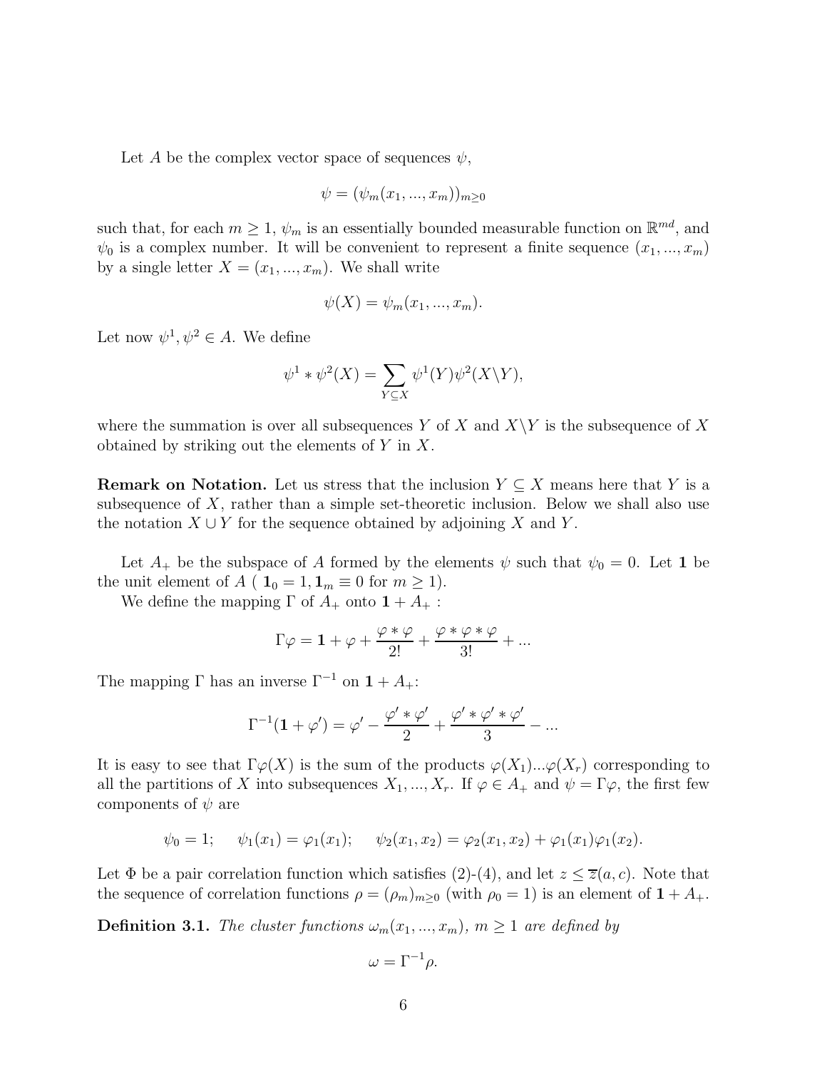Let $A$ be the complex vector space of sequences $\psi$,

$$\psi = (\psi_m(x_1, ..., x_m))_{m \geq 0}$$

such that, for each $m \geq 1$, $\psi_m$ is an essentially bounded measurable function on $\mathbb{R}^{md}$, and $\psi_0$ is a complex number. It will be convenient to represent a finite sequence $(x_1, ..., x_m)$ by a single letter $X = (x_1, ..., x_m)$. We shall write

$$\psi(X) = \psi_m(x_1, ..., x_m).$$

Let now $\psi^1, \psi^2 \in A$. We define

$$\psi^1 * \psi^2(X) = \sum_{Y \subseteq X} \psi^1(Y)\psi^2(X \backslash Y),$$

where the summation is over all subsequences $Y$ of $X$ and $X \backslash Y$ is the subsequence of $X$ obtained by striking out the elements of $Y$ in $X$.

**Remark on Notation.** Let us stress that the inclusion $Y \subseteq X$ means here that $Y$ is a subsequence of $X$, rather than a simple set-theoretic inclusion. Below we shall also use the notation $X \cup Y$ for the sequence obtained by adjoining $X$ and $Y$.

Let $A_+$ be the subspace of $A$ formed by the elements $\psi$ such that $\psi_0 = 0$. Let $\mathbf{1}$ be the unit element of $A$ ( $\mathbf{1}_0 = 1, \mathbf{1}_m \equiv 0$ for $m \geq 1$).

We define the mapping $\Gamma$ of $A_+$ onto $\mathbf{1} + A_+$ :

$$\Gamma\varphi = \mathbf{1} + \varphi + \frac{\varphi * \varphi}{2!} + \frac{\varphi * \varphi * \varphi}{3!} + ...$$

The mapping $\Gamma$ has an inverse $\Gamma^{-1}$ on $\mathbf{1} + A_+$:

$$\Gamma^{-1}(\mathbf{1} + \varphi') = \varphi' - \frac{\varphi' * \varphi'}{2} + \frac{\varphi' * \varphi' * \varphi'}{3} - ...$$

It is easy to see that $\Gamma\varphi(X)$ is the sum of the products $\varphi(X_1)...\varphi(X_r)$ corresponding to all the partitions of $X$ into subsequences $X_1, ..., X_r$. If $\varphi \in A_+$ and $\psi = \Gamma\varphi$, the first few components of $\psi$ are

$$\psi_0 = 1; \quad \psi_1(x_1) = \varphi_1(x_1); \quad \psi_2(x_1, x_2) = \varphi_2(x_1, x_2) + \varphi_1(x_1)\varphi_1(x_2).$$

Let $\Phi$ be a pair correlation function which satisfies (2)-(4), and let $z \leq \overline{z}(a, c)$. Note that the sequence of correlation functions $\rho = (\rho_m)_{m \geq 0}$ (with $\rho_0 = 1$) is an element of $\mathbf{1} + A_+$.

**Definition 3.1.** *The cluster functions $\omega_m(x_1, ..., x_m)$, $m \geq 1$ are defined by*

$$\omega = \Gamma^{-1}\rho.$$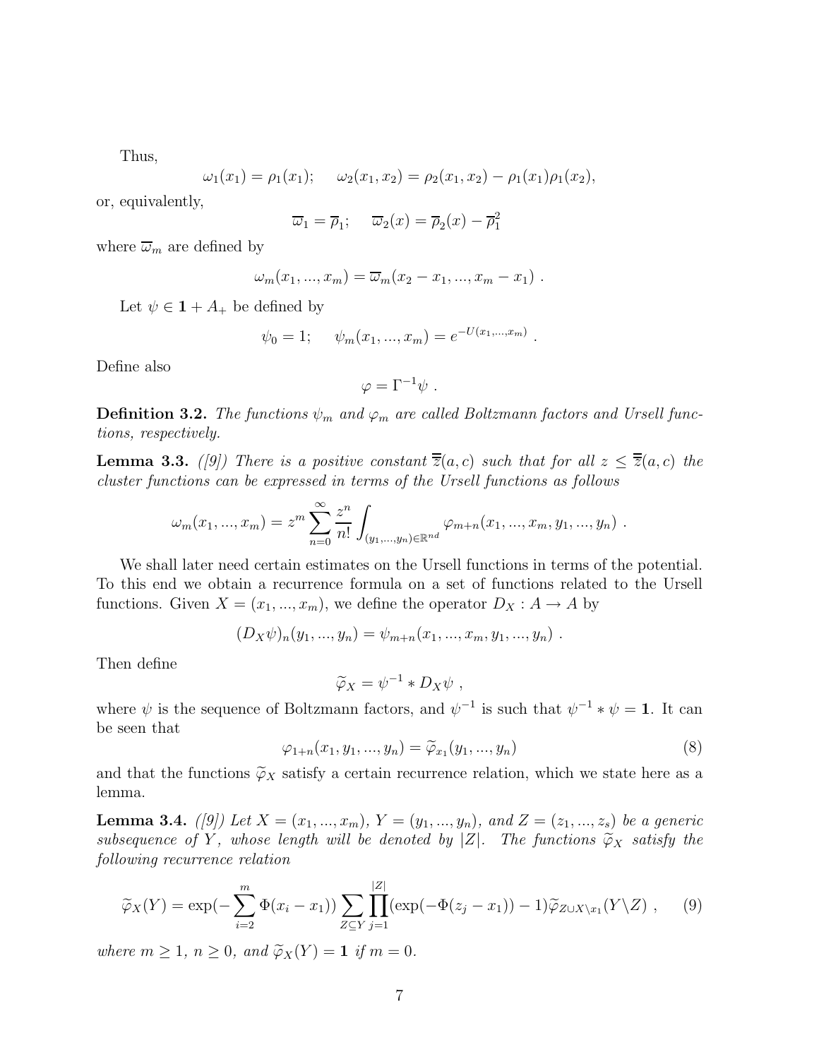Thus,

$$\omega_1(x_1) = \rho_1(x_1); \quad \omega_2(x_1, x_2) = \rho_2(x_1, x_2) - \rho_1(x_1)\rho_1(x_2),$$

or, equivalently,

$$\overline{\omega}_1 = \overline{\rho}_1; \quad \overline{\omega}_2(x) = \overline{\rho}_2(x) - \overline{\rho}_1^2$$

where $\overline{\omega}_m$ are defined by

$$\omega_m(x_1, ..., x_m) = \overline{\omega}_m(x_2 - x_1, ..., x_m - x_1) \ .$$

Let $\psi \in \mathbf{1} + A_+$ be defined by

$$\psi_0 = 1; \quad \psi_m(x_1, ..., x_m) = e^{-U(x_1, ..., x_m)} \ .$$

Define also

$$\varphi = \Gamma^{-1}\psi \ .$$

**Definition 3.2.** *The functions $\psi_m$ and $\varphi_m$ are called Boltzmann factors and Ursell functions, respectively.*

**Lemma 3.3.** *([9]) There is a positive constant $\overline{\overline{z}}(a, c)$ such that for all $z \leq \overline{\overline{z}}(a, c)$ the cluster functions can be expressed in terms of the Ursell functions as follows*

$$\omega_m(x_1, ..., x_m) = z^m \sum_{n=0}^{\infty} \frac{z^n}{n!} \int_{(y_1, ..., y_n) \in \mathbb{R}^{nd}} \varphi_{m+n}(x_1, ..., x_m, y_1, ..., y_n) \ .$$

We shall later need certain estimates on the Ursell functions in terms of the potential. To this end we obtain a recurrence formula on a set of functions related to the Ursell functions. Given $X = (x_1, ..., x_m)$, we define the operator $D_X : A \to A$ by

$$(D_X\psi)_n(y_1, ..., y_n) = \psi_{m+n}(x_1, ..., x_m, y_1, ..., y_n) \ .$$

Then define

$$\widetilde{\varphi}_X = \psi^{-1} * D_X\psi \ ,$$

where $\psi$ is the sequence of Boltzmann factors, and $\psi^{-1}$ is such that $\psi^{-1} * \psi = \mathbf{1}$. It can be seen that

$$\varphi_{1+n}(x_1, y_1, ..., y_n) = \widetilde{\varphi}_{x_1}(y_1, ..., y_n) \tag{8}$$

and that the functions $\widetilde{\varphi}_X$ satisfy a certain recurrence relation, which we state here as a lemma.

**Lemma 3.4.** *([9]) Let $X = (x_1, ..., x_m)$, $Y = (y_1, ..., y_n)$, and $Z = (z_1, ..., z_s)$ be a generic subsequence of $Y$, whose length will be denoted by $|Z|$. The functions $\widetilde{\varphi}_X$ satisfy the following recurrence relation*

$$\widetilde{\varphi}_X(Y) = \exp(-\sum_{i=2}^{m} \Phi(x_i - x_1)) \sum_{Z \subseteq Y} \prod_{j=1}^{|Z|} (\exp(-\Phi(z_j - x_1)) - 1) \widetilde{\varphi}_{Z \cup X \setminus x_1}(Y \setminus Z) \ , \tag{9}$$

*where $m \geq 1$, $n \geq 0$, and $\widetilde{\varphi}_X(Y) = \mathbf{1}$ if $m = 0$.*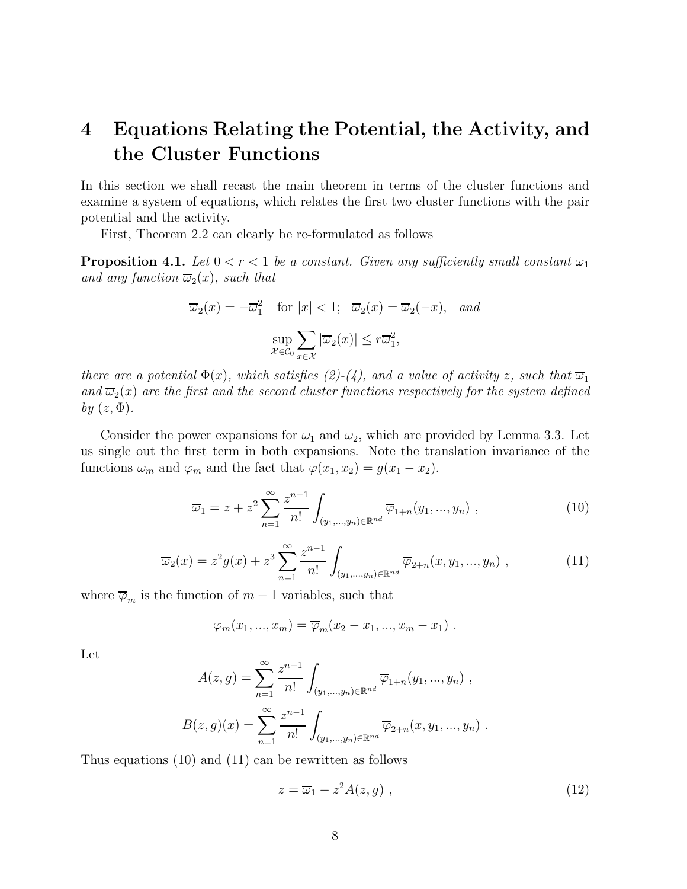# 4 Equations Relating the Potential, the Activity, and the Cluster Functions

In this section we shall recast the main theorem in terms of the cluster functions and examine a system of equations, which relates the first two cluster functions with the pair potential and the activity.

First, Theorem 2.2 can clearly be re-formulated as follows

**Proposition 4.1.** *Let $0 < r < 1$ be a constant. Given any sufficiently small constant $\overline{\omega}_1$ and any function $\overline{\omega}_2(x)$, such that*

$$\overline{\omega}_2(x) = -\overline{\omega}_1^2 \quad \text{for } |x| < 1; \quad \overline{\omega}_2(x) = \overline{\omega}_2(-x), \quad \textit{and}$$

$$\sup_{\mathcal{X} \in \mathcal{C}_0} \sum_{x \in \mathcal{X}} |\overline{\omega}_2(x)| \leq r\overline{\omega}_1^2,$$

*there are a potential $\Phi(x)$, which satisfies (2)-(4), and a value of activity $z$, such that $\overline{\omega}_1$ and $\overline{\omega}_2(x)$ are the first and the second cluster functions respectively for the system defined by $(z, \Phi)$.*

Consider the power expansions for $\omega_1$ and $\omega_2$, which are provided by Lemma 3.3. Let us single out the first term in both expansions. Note the translation invariance of the functions $\omega_m$ and $\varphi_m$ and the fact that $\varphi(x_1, x_2) = g(x_1 - x_2)$.

$$\overline{\omega}_1 = z + z^2 \sum_{n=1}^{\infty} \frac{z^{n-1}}{n!} \int_{(y_1,...,y_n) \in \mathbb{R}^{nd}} \overline{\varphi}_{1+n}(y_1, ..., y_n) \ , \tag{10}$$

$$\overline{\omega}_2(x) = z^2 g(x) + z^3 \sum_{n=1}^{\infty} \frac{z^{n-1}}{n!} \int_{(y_1,...,y_n) \in \mathbb{R}^{nd}} \overline{\varphi}_{2+n}(x, y_1, ..., y_n) \ , \tag{11}$$

where $\overline{\varphi}_m$ is the function of $m - 1$ variables, such that

$$\varphi_m(x_1, ..., x_m) = \overline{\varphi}_m(x_2 - x_1, ..., x_m - x_1) \ .$$

Let

$$A(z, g) = \sum_{n=1}^{\infty} \frac{z^{n-1}}{n!} \int_{(y_1,...,y_n) \in \mathbb{R}^{nd}} \overline{\varphi}_{1+n}(y_1, ..., y_n) \ ,$$

$$B(z, g)(x) = \sum_{n=1}^{\infty} \frac{z^{n-1}}{n!} \int_{(y_1,...,y_n) \in \mathbb{R}^{nd}} \overline{\varphi}_{2+n}(x, y_1, ..., y_n) \ .$$

Thus equations (10) and (11) can be rewritten as follows

$$z = \overline{\omega}_1 - z^2 A(z, g) \ , \tag{12}$$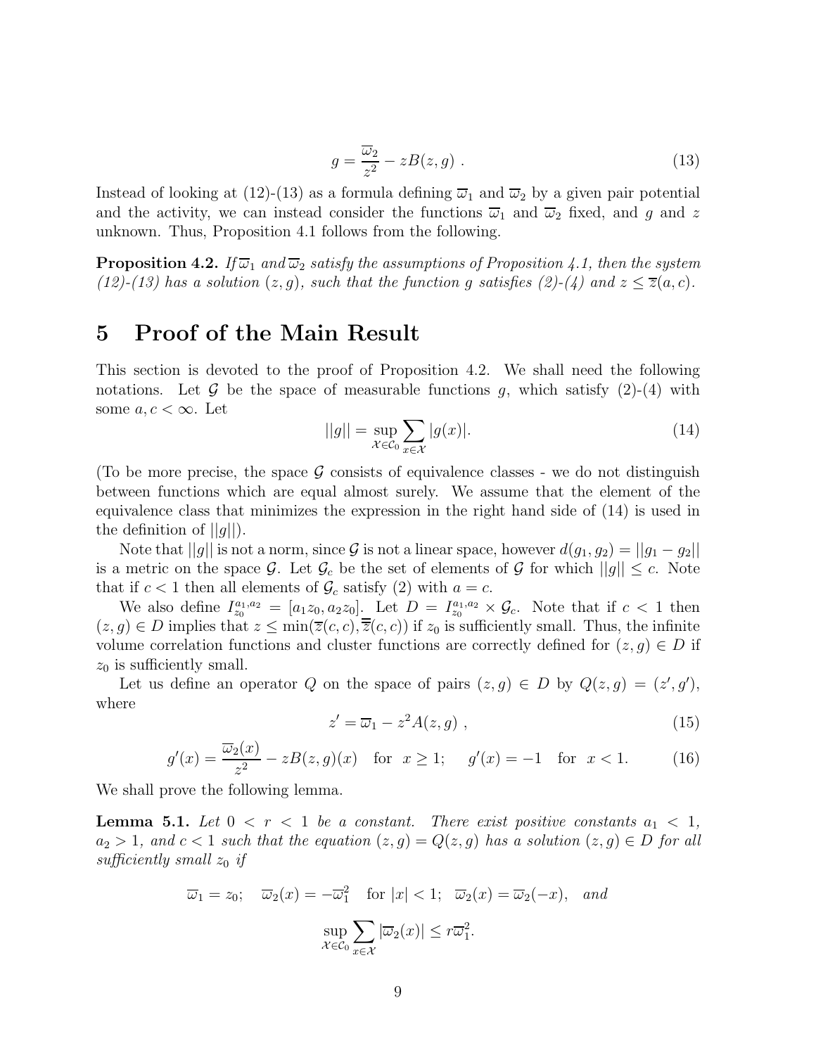$$g = \frac{\overline{\omega}_2}{z^2} - zB(z,g) \; . \tag{13}$$

Instead of looking at (12)-(13) as a formula defining $\overline{\omega}_1$ and $\overline{\omega}_2$ by a given pair potential and the activity, we can instead consider the functions $\overline{\omega}_1$ and $\overline{\omega}_2$ fixed, and $g$ and $z$ unknown. Thus, Proposition 4.1 follows from the following.

**Proposition 4.2.** *If $\overline{\omega}_1$ and $\overline{\omega}_2$ satisfy the assumptions of Proposition 4.1, then the system (12)-(13) has a solution $(z, g)$, such that the function $g$ satisfies (2)-(4) and $z \leq \overline{z}(a, c)$.*

# 5 Proof of the Main Result

This section is devoted to the proof of Proposition 4.2. We shall need the following notations. Let $\mathcal{G}$ be the space of measurable functions $g$, which satisfy (2)-(4) with some $a, c < \infty$. Let

$$||g|| = \sup_{\mathcal{X} \in \mathcal{C}_0} \sum_{x \in \mathcal{X}} |g(x)|. \tag{14}$$

(To be more precise, the space $\mathcal{G}$ consists of equivalence classes - we do not distinguish between functions which are equal almost surely. We assume that the element of the equivalence class that minimizes the expression in the right hand side of (14) is used in the definition of $||g||$).

Note that $||g||$ is not a norm, since $\mathcal{G}$ is not a linear space, however $d(g_1, g_2) = ||g_1 - g_2||$ is a metric on the space $\mathcal{G}$. Let $\mathcal{G}_c$ be the set of elements of $\mathcal{G}$ for which $||g|| \leq c$. Note that if $c < 1$ then all elements of $\mathcal{G}_c$ satisfy (2) with $a = c$.

We also define $I_{z_0}^{a_1, a_2} = [a_1 z_0, a_2 z_0]$. Let $D = I_{z_0}^{a_1, a_2} \times \mathcal{G}_c$. Note that if $c < 1$ then $(z, g) \in D$ implies that $z \leq \min(\overline{z}(c, c), \overline{\overline{z}}(c, c))$ if $z_0$ is sufficiently small. Thus, the infinite volume correlation functions and cluster functions are correctly defined for $(z, g) \in D$ if $z_0$ is sufficiently small.

Let us define an operator $Q$ on the space of pairs $(z, g) \in D$ by $Q(z, g) = (z', g')$, where

$$z' = \overline{\omega}_1 - z^2 A(z, g) \; , \tag{15}$$

$$g'(x) = \frac{\overline{\omega}_2(x)}{z^2} - zB(z, g)(x) \quad \text{for} \;\; x \geq 1; \qquad g'(x) = -1 \quad \text{for} \;\; x < 1. \tag{16}$$

We shall prove the following lemma.

**Lemma 5.1.** *Let $0 < r < 1$ be a constant. There exist positive constants $a_1 < 1$, $a_2 > 1$, and $c < 1$ such that the equation $(z, g) = Q(z, g)$ has a solution $(z, g) \in D$ for all sufficiently small $z_0$ if*

$$\overline{\omega}_1 = z_0; \quad \overline{\omega}_2(x) = -\overline{\omega}_1^2 \quad \text{for } |x| < 1; \;\; \overline{\omega}_2(x) = \overline{\omega}_2(-x), \quad \textit{and}$$

$$\sup_{\mathcal{X} \in \mathcal{C}_0} \sum_{x \in \mathcal{X}} |\overline{\omega}_2(x)| \leq r \overline{\omega}_1^2.$$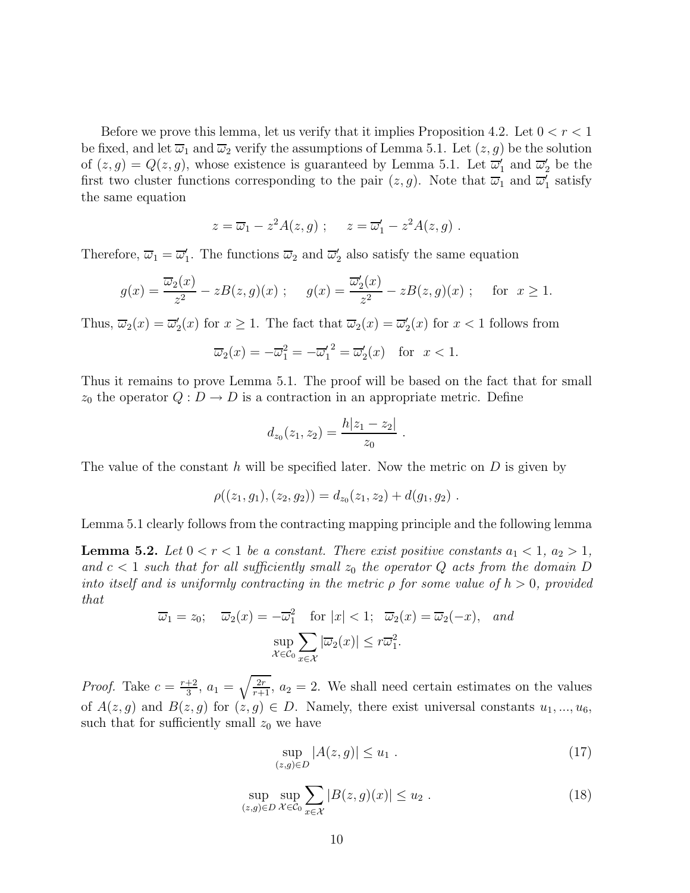Before we prove this lemma, let us verify that it implies Proposition 4.2. Let $0 < r < 1$ be fixed, and let $\overline{\omega}_1$ and $\overline{\omega}_2$ verify the assumptions of Lemma 5.1. Let $(z, g)$ be the solution of $(z, g) = Q(z, g)$, whose existence is guaranteed by Lemma 5.1. Let $\overline{\omega}'_1$ and $\overline{\omega}'_2$ be the first two cluster functions corresponding to the pair $(z, g)$. Note that $\overline{\omega}_1$ and $\overline{\omega}'_1$ satisfy the same equation

$$z = \overline{\omega}_1 - z^2 A(z, g) \ ; \quad z = \overline{\omega}'_1 - z^2 A(z, g) \ .$$

Therefore, $\overline{\omega}_1 = \overline{\omega}'_1$. The functions $\overline{\omega}_2$ and $\overline{\omega}'_2$ also satisfy the same equation

$$g(x) = \frac{\overline{\omega}_2(x)}{z^2} - zB(z, g)(x) \ ; \quad g(x) = \frac{\overline{\omega}'_2(x)}{z^2} - zB(z, g)(x) \ ; \quad \text{for} \ \ x \geq 1.$$

Thus, $\overline{\omega}_2(x) = \overline{\omega}'_2(x)$ for $x \geq 1$. The fact that $\overline{\omega}_2(x) = \overline{\omega}'_2(x)$ for $x < 1$ follows from

$$\overline{\omega}_2(x) = -\overline{\omega}_1^2 = -{\overline{\omega}'_1}^2 = \overline{\omega}'_2(x) \quad \text{for} \ \ x < 1.$$

Thus it remains to prove Lemma 5.1. The proof will be based on the fact that for small $z_0$ the operator $Q : D \to D$ is a contraction in an appropriate metric. Define

$$d_{z_0}(z_1, z_2) = \frac{h|z_1 - z_2|}{z_0} \ .$$

The value of the constant $h$ will be specified later. Now the metric on $D$ is given by

$$\rho((z_1, g_1), (z_2, g_2)) = d_{z_0}(z_1, z_2) + d(g_1, g_2) \ .$$

Lemma 5.1 clearly follows from the contracting mapping principle and the following lemma

**Lemma 5.2.** *Let $0 < r < 1$ be a constant. There exist positive constants $a_1 < 1$, $a_2 > 1$, and $c < 1$ such that for all sufficiently small $z_0$ the operator $Q$ acts from the domain $D$ into itself and is uniformly contracting in the metric $\rho$ for some value of $h > 0$, provided that*

$$\overline{\omega}_1 = z_0; \quad \overline{\omega}_2(x) = -\overline{\omega}_1^2 \quad \text{for } |x| < 1; \ \ \overline{\omega}_2(x) = \overline{\omega}_2(-x), \ \ \textit{and}$$
$$\sup_{\mathcal{X} \in \mathcal{C}_0} \sum_{x \in \mathcal{X}} |\overline{\omega}_2(x)| \leq r\overline{\omega}_1^2.$$

*Proof.* Take $c = \frac{r+2}{3}$, $a_1 = \sqrt{\frac{2r}{r+1}}$, $a_2 = 2$. We shall need certain estimates on the values of $A(z, g)$ and $B(z, g)$ for $(z, g) \in D$. Namely, there exist universal constants $u_1, ..., u_6$, such that for sufficiently small $z_0$ we have

$$\sup_{(z,g) \in D} |A(z, g)| \leq u_1 \ . \tag{17}$$

$$\sup_{(z,g) \in D} \sup_{\mathcal{X} \in \mathcal{C}_0} \sum_{x \in \mathcal{X}} |B(z, g)(x)| \leq u_2 \ . \tag{18}$$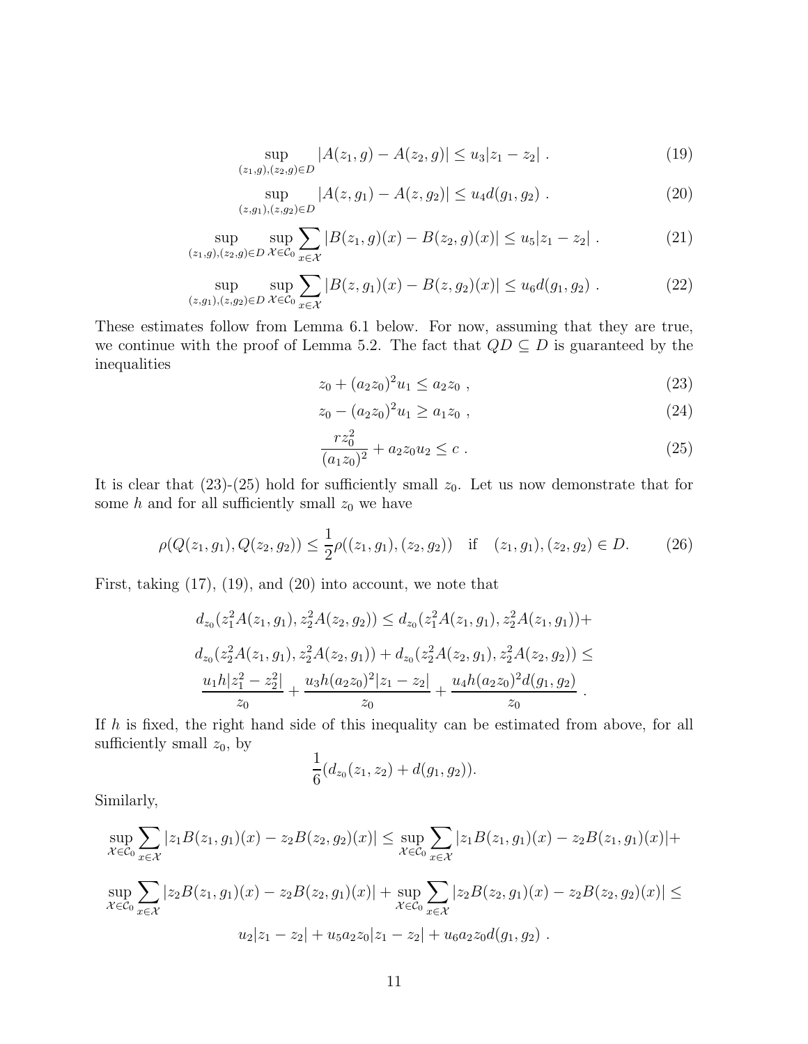$$\sup_{(z_1,g),(z_2,g)\in D} |A(z_1,g) - A(z_2,g)| \leq u_3 |z_1 - z_2| \ . \tag{19}$$

$$\sup_{(z,g_1),(z,g_2)\in D} |A(z,g_1) - A(z,g_2)| \leq u_4 d(g_1,g_2) \ . \tag{20}$$

$$\sup_{(z_1,g),(z_2,g)\in D} \sup_{\mathcal{X}\in\mathcal{C}_0} \sum_{x\in\mathcal{X}} |B(z_1,g)(x) - B(z_2,g)(x)| \leq u_5 |z_1 - z_2| \ . \tag{21}$$

$$\sup_{(z,g_1),(z,g_2)\in D} \sup_{\mathcal{X}\in\mathcal{C}_0} \sum_{x\in\mathcal{X}} |B(z,g_1)(x) - B(z,g_2)(x)| \leq u_6 d(g_1,g_2) \ . \tag{22}$$

These estimates follow from Lemma 6.1 below. For now, assuming that they are true, we continue with the proof of Lemma 5.2. The fact that $QD \subseteq D$ is guaranteed by the inequalities

$$z_0 + (a_2 z_0)^2 u_1 \leq a_2 z_0 \ , \tag{23}$$

$$z_0 - (a_2 z_0)^2 u_1 \geq a_1 z_0 \ , \tag{24}$$

$$\frac{r z_0^2}{(a_1 z_0)^2} + a_2 z_0 u_2 \leq c \ . \tag{25}$$

It is clear that (23)-(25) hold for sufficiently small $z_0$. Let us now demonstrate that for some $h$ and for all sufficiently small $z_0$ we have

$$\rho(Q(z_1,g_1), Q(z_2,g_2)) \leq \frac{1}{2}\rho((z_1,g_1),(z_2,g_2)) \quad \text{if} \quad (z_1,g_1),(z_2,g_2) \in D. \tag{26}$$

First, taking (17), (19), and (20) into account, we note that

$$d_{z_0}(z_1^2 A(z_1,g_1), z_2^2 A(z_2,g_2)) \leq d_{z_0}(z_1^2 A(z_1,g_1), z_2^2 A(z_1,g_1)) +$$

$$d_{z_0}(z_2^2 A(z_1,g_1), z_2^2 A(z_2,g_1)) + d_{z_0}(z_2^2 A(z_2,g_1), z_2^2 A(z_2,g_2)) \leq$$

$$\frac{u_1 h |z_1^2 - z_2^2|}{z_0} + \frac{u_3 h (a_2 z_0)^2 |z_1 - z_2|}{z_0} + \frac{u_4 h (a_2 z_0)^2 d(g_1,g_2)}{z_0} \ .$$

If $h$ is fixed, the right hand side of this inequality can be estimated from above, for all sufficiently small $z_0$, by

$$\frac{1}{6}(d_{z_0}(z_1,z_2) + d(g_1,g_2)).$$

Similarly,

$$\sup_{\mathcal{X}\in\mathcal{C}_0} \sum_{x\in\mathcal{X}} |z_1 B(z_1,g_1)(x) - z_2 B(z_2,g_2)(x)| \leq \sup_{\mathcal{X}\in\mathcal{C}_0} \sum_{x\in\mathcal{X}} |z_1 B(z_1,g_1)(x) - z_2 B(z_1,g_1)(x)| +$$

$$\sup_{\mathcal{X}\in\mathcal{C}_0} \sum_{x\in\mathcal{X}} |z_2 B(z_1,g_1)(x) - z_2 B(z_2,g_1)(x)| + \sup_{\mathcal{X}\in\mathcal{C}_0} \sum_{x\in\mathcal{X}} |z_2 B(z_2,g_1)(x) - z_2 B(z_2,g_2)(x)| \leq$$

$$u_2 |z_1 - z_2| + u_5 a_2 z_0 |z_1 - z_2| + u_6 a_2 z_0 d(g_1,g_2) \ .$$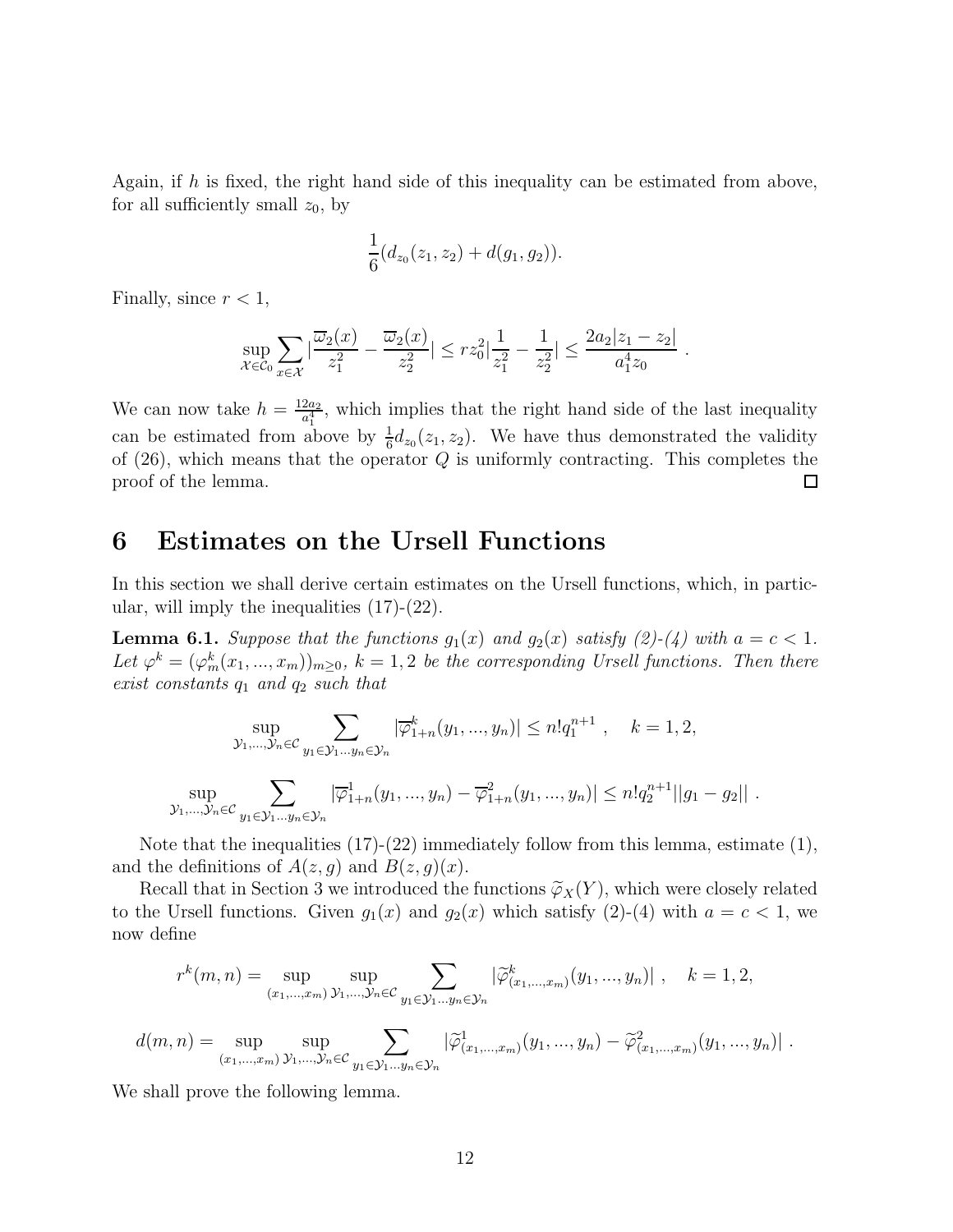Again, if $h$ is fixed, the right hand side of this inequality can be estimated from above, for all sufficiently small $z_0$, by

$$\frac{1}{6}(d_{z_0}(z_1, z_2) + d(g_1, g_2)).$$

Finally, since $r < 1$,

$$\sup_{\mathcal{X}\in\mathcal{C}_0} \sum_{x\in\mathcal{X}} |\frac{\overline{\omega}_2(x)}{z_1^2} - \frac{\overline{\omega}_2(x)}{z_2^2}| \leq r z_0^2 |\frac{1}{z_1^2} - \frac{1}{z_2^2}| \leq \frac{2a_2|z_1 - z_2|}{a_1^4 z_0} \ .$$

We can now take $h = \frac{12a_2}{a_1^4}$, which implies that the right hand side of the last inequality can be estimated from above by $\frac{1}{6}d_{z_0}(z_1, z_2)$. We have thus demonstrated the validity of (26), which means that the operator $Q$ is uniformly contracting. This completes the proof of the lemma. □

# 6 Estimates on the Ursell Functions

In this section we shall derive certain estimates on the Ursell functions, which, in particular, will imply the inequalities (17)-(22).

**Lemma 6.1.** *Suppose that the functions $g_1(x)$ and $g_2(x)$ satisfy (2)-(4) with $a = c < 1$. Let $\varphi^k = (\varphi^k_m(x_1, ..., x_m))_{m\geq 0}$, $k = 1, 2$ be the corresponding Ursell functions. Then there exist constants $q_1$ and $q_2$ such that*

$$\sup_{\mathcal{Y}_1,...,\mathcal{Y}_n\in\mathcal{C}} \sum_{y_1\in\mathcal{Y}_1...y_n\in\mathcal{Y}_n} |\overline{\varphi}^k_{1+n}(y_1, ..., y_n)| \leq n! q_1^{n+1} \ , \quad k = 1, 2,$$

$$\sup_{\mathcal{Y}_1,...,\mathcal{Y}_n\in\mathcal{C}} \sum_{y_1\in\mathcal{Y}_1...y_n\in\mathcal{Y}_n} |\overline{\varphi}^1_{1+n}(y_1, ..., y_n) - \overline{\varphi}^2_{1+n}(y_1, ..., y_n)| \leq n! q_2^{n+1} ||g_1 - g_2|| \ .$$

Note that the inequalities (17)-(22) immediately follow from this lemma, estimate (1), and the definitions of $A(z, g)$ and $B(z, g)(x)$.

Recall that in Section 3 we introduced the functions $\widetilde{\varphi}_X(Y)$, which were closely related to the Ursell functions. Given $g_1(x)$ and $g_2(x)$ which satisfy (2)-(4) with $a = c < 1$, we now define

$$r^k(m, n) = \sup_{(x_1,...,x_m)} \sup_{\mathcal{Y}_1,...,\mathcal{Y}_n\in\mathcal{C}} \sum_{y_1\in\mathcal{Y}_1...y_n\in\mathcal{Y}_n} |\widetilde{\varphi}^k_{(x_1,...,x_m)}(y_1, ..., y_n)| \ , \quad k = 1, 2,$$

$$d(m, n) = \sup_{(x_1,...,x_m)} \sup_{\mathcal{Y}_1,...,\mathcal{Y}_n\in\mathcal{C}} \sum_{y_1\in\mathcal{Y}_1...y_n\in\mathcal{Y}_n} |\widetilde{\varphi}^1_{(x_1,...,x_m)}(y_1, ..., y_n) - \widetilde{\varphi}^2_{(x_1,...,x_m)}(y_1, ..., y_n)| \ .$$

We shall prove the following lemma.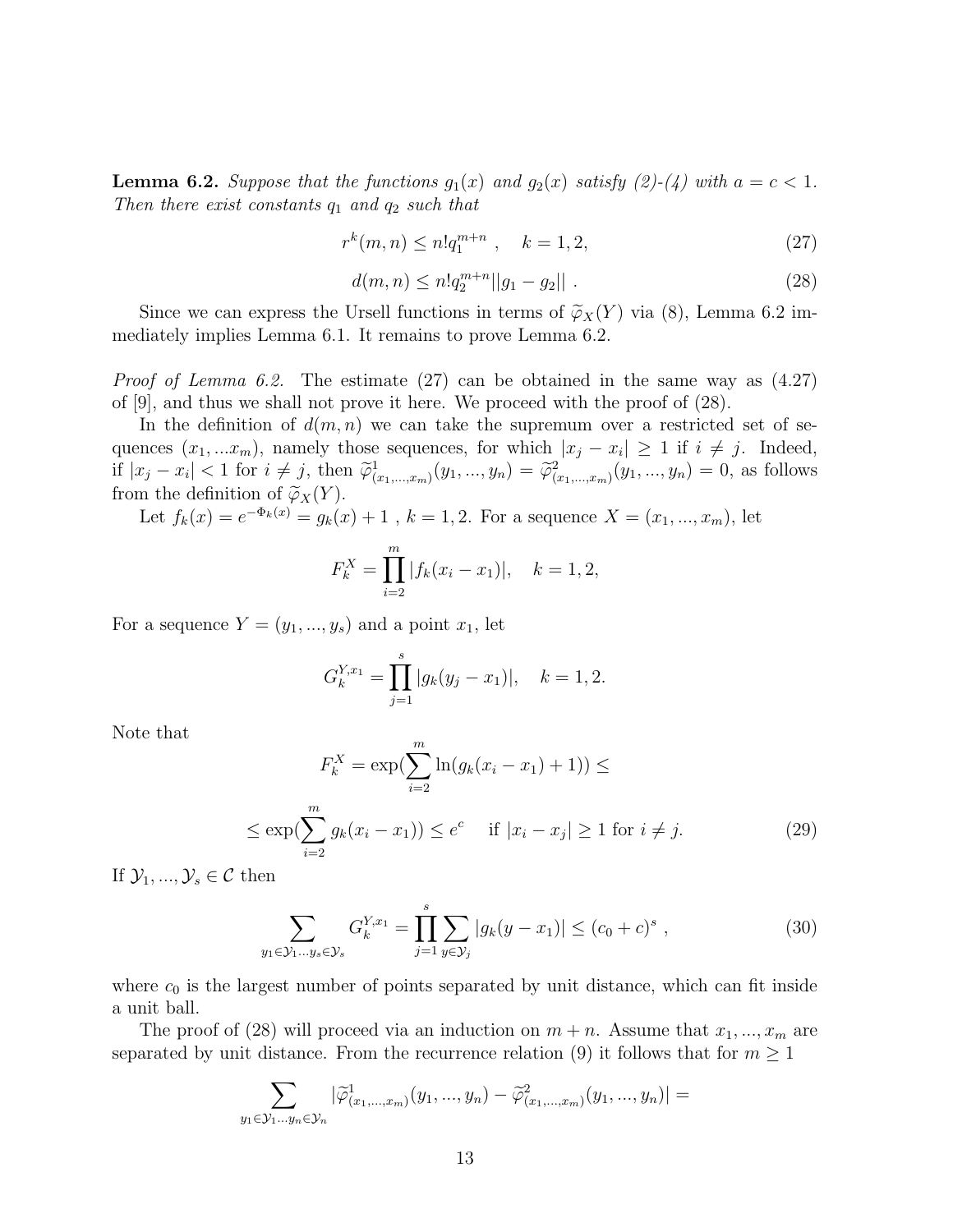**Lemma 6.2.** *Suppose that the functions $g_1(x)$ and $g_2(x)$ satisfy (2)-(4) with $a = c < 1$. Then there exist constants $q_1$ and $q_2$ such that*

$$r^k(m,n) \le n! q_1^{m+n} \ , \quad k = 1, 2, \tag{27}$$

$$d(m,n) \le n! q_2^{m+n} ||g_1 - g_2|| \ . \tag{28}$$

Since we can express the Ursell functions in terms of $\widetilde{\varphi}_X(Y)$ via (8), Lemma 6.2 immediately implies Lemma 6.1. It remains to prove Lemma 6.2.

*Proof of Lemma 6.2.* The estimate (27) can be obtained in the same way as (4.27) of [9], and thus we shall not prove it here. We proceed with the proof of (28).

In the definition of $d(m,n)$ we can take the supremum over a restricted set of sequences $(x_1, ... x_m)$, namely those sequences, for which $|x_j - x_i| \ge 1$ if $i \ne j$. Indeed, if $|x_j - x_i| < 1$ for $i \ne j$, then $\widetilde{\varphi}^1_{(x_1,...,x_m)}(y_1, ..., y_n) = \widetilde{\varphi}^2_{(x_1,...,x_m)}(y_1, ..., y_n) = 0$, as follows from the definition of $\widetilde{\varphi}_X(Y)$.

Let $f_k(x) = e^{-\Phi_k(x)} = g_k(x) + 1$ , $k = 1, 2$. For a sequence $X = (x_1, ..., x_m)$, let

$$F_k^X = \prod_{i=2}^{m} |f_k(x_i - x_1)|, \quad k = 1, 2,$$

For a sequence $Y = (y_1, ..., y_s)$ and a point $x_1$, let

$$G_k^{Y,x_1} = \prod_{j=1}^{s} |g_k(y_j - x_1)|, \quad k = 1, 2.$$

Note that

$$F_k^X = \exp(\sum_{i=2}^{m} \ln(g_k(x_i - x_1) + 1)) \le$$

$$\le \exp(\sum_{i=2}^{m} g_k(x_i - x_1)) \le e^c \quad \text{ if } |x_i - x_j| \ge 1 \text{ for } i \ne j. \tag{29}$$

If $\mathcal{Y}_1, ..., \mathcal{Y}_s \in \mathcal{C}$ then

$$\sum_{y_1 \in \mathcal{Y}_1 ... y_s \in \mathcal{Y}_s} G_k^{Y,x_1} = \prod_{j=1}^{s} \sum_{y \in \mathcal{Y}_j} |g_k(y - x_1)| \le (c_0 + c)^s \ , \tag{30}$$

where $c_0$ is the largest number of points separated by unit distance, which can fit inside a unit ball.

The proof of (28) will proceed via an induction on $m + n$. Assume that $x_1, ..., x_m$ are separated by unit distance. From the recurrence relation (9) it follows that for $m \ge 1$

$$\sum_{y_1 \in \mathcal{Y}_1 ... y_n \in \mathcal{Y}_n} |\widetilde{\varphi}^1_{(x_1,...,x_m)}(y_1, ..., y_n) - \widetilde{\varphi}^2_{(x_1,...,x_m)}(y_1, ..., y_n)| =$$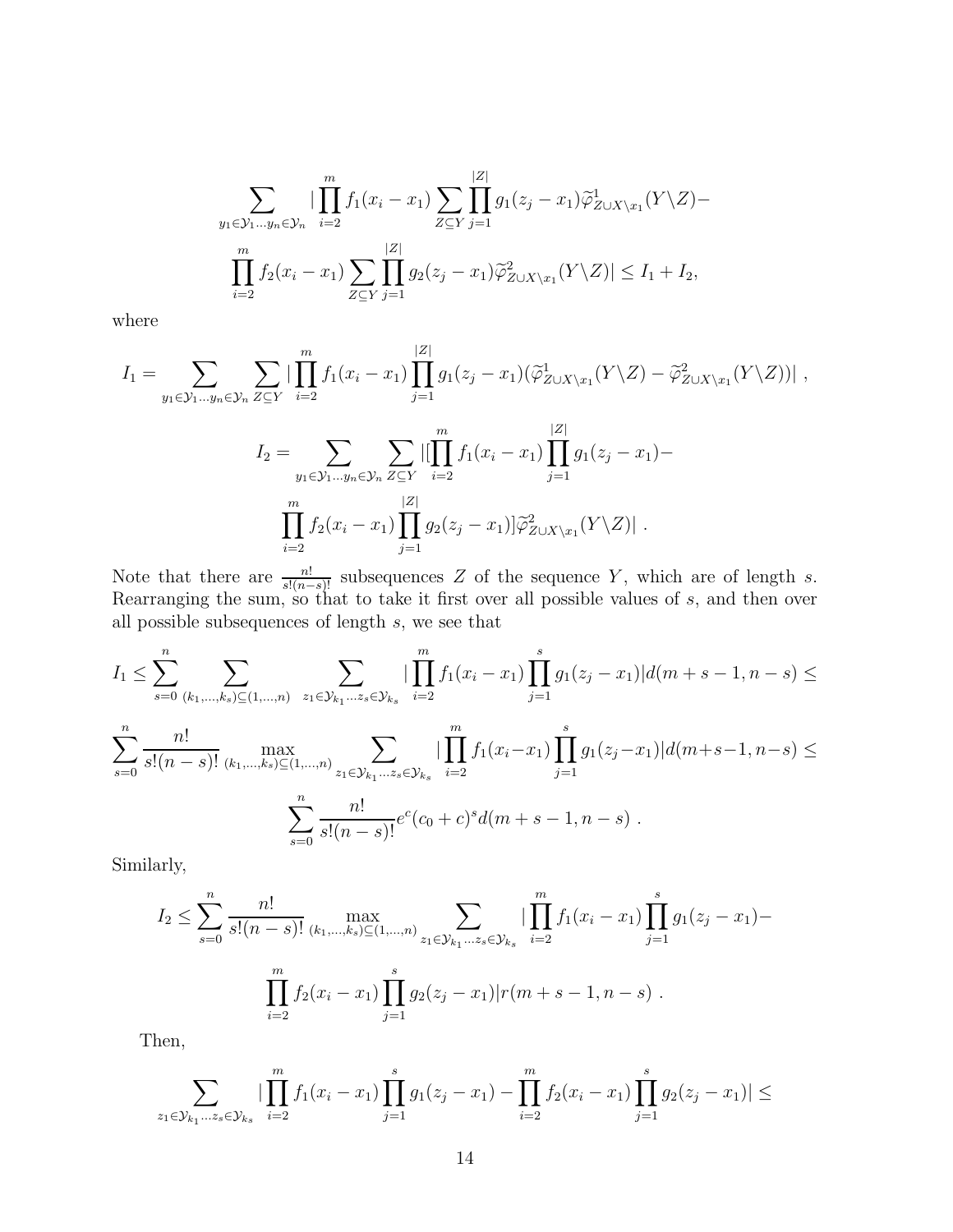$$
\sum_{y_1 \in \mathcal{Y}_1 \ldots y_n \in \mathcal{Y}_n} | \prod_{i=2}^{m} f_1(x_i - x_1) \sum_{Z \subseteq Y} \prod_{j=1}^{|Z|} g_1(z_j - x_1) \widetilde{\varphi}^1_{Z \cup X \setminus x_1}(Y \setminus Z) -
$$

$$
\prod_{i=2}^{m} f_2(x_i - x_1) \sum_{Z \subseteq Y} \prod_{j=1}^{|Z|} g_2(z_j - x_1) \widetilde{\varphi}^2_{Z \cup X \setminus x_1}(Y \setminus Z)| \leq I_1 + I_2,
$$

where

$$
I_1 = \sum_{y_1 \in \mathcal{Y}_1 \ldots y_n \in \mathcal{Y}_n} \sum_{Z \subseteq Y} | \prod_{i=2}^{m} f_1(x_i - x_1) \prod_{j=1}^{|Z|} g_1(z_j - x_1) (\widetilde{\varphi}^1_{Z \cup X \setminus x_1}(Y \setminus Z) - \widetilde{\varphi}^2_{Z \cup X \setminus x_1}(Y \setminus Z))| \ ,
$$

$$
I_2 = \sum_{y_1 \in \mathcal{Y}_1 \ldots y_n \in \mathcal{Y}_n} \sum_{Z \subseteq Y} |[\prod_{i=2}^{m} f_1(x_i - x_1) \prod_{j=1}^{|Z|} g_1(z_j - x_1) -
$$

$$
\prod_{i=2}^{m} f_2(x_i - x_1) \prod_{j=1}^{|Z|} g_2(z_j - x_1)] \widetilde{\varphi}^2_{Z \cup X \setminus x_1}(Y \setminus Z)| \ .
$$

Note that there are $\frac{n!}{s!(n-s)!}$ subsequences $Z$ of the sequence $Y$, which are of length $s$. Rearranging the sum, so that to take it first over all possible values of $s$, and then over all possible subsequences of length $s$, we see that

$$
I_1 \leq \sum_{s=0}^{n} \sum_{(k_1,\ldots,k_s) \subseteq (1,\ldots,n)} \sum_{z_1 \in \mathcal{Y}_{k_1} \ldots z_s \in \mathcal{Y}_{k_s}} | \prod_{i=2}^{m} f_1(x_i - x_1) \prod_{j=1}^{s} g_1(z_j - x_1) | d(m+s-1, n-s) \leq
$$

$$
\sum_{s=0}^{n} \frac{n!}{s!(n-s)!} \max_{(k_1,\ldots,k_s) \subseteq (1,\ldots,n)} \sum_{z_1 \in \mathcal{Y}_{k_1} \ldots z_s \in \mathcal{Y}_{k_s}} | \prod_{i=2}^{m} f_1(x_i - x_1) \prod_{j=1}^{s} g_1(z_j - x_1) | d(m+s-1, n-s) \leq
$$

$$
\sum_{s=0}^{n} \frac{n!}{s!(n-s)!} e^c (c_0 + c)^s d(m+s-1, n-s) \ .
$$

Similarly,

$$
I_2 \leq \sum_{s=0}^{n} \frac{n!}{s!(n-s)!} \max_{(k_1,\ldots,k_s) \subseteq (1,\ldots,n)} \sum_{z_1 \in \mathcal{Y}_{k_1} \ldots z_s \in \mathcal{Y}_{k_s}} | \prod_{i=2}^{m} f_1(x_i - x_1) \prod_{j=1}^{s} g_1(z_j - x_1) -
$$

$$
\prod_{i=2}^{m} f_2(x_i - x_1) \prod_{j=1}^{s} g_2(z_j - x_1) | r(m+s-1, n-s) \ .
$$

Then,

$$
\sum_{z_1 \in \mathcal{Y}_{k_1} \ldots z_s \in \mathcal{Y}_{k_s}} | \prod_{i=2}^{m} f_1(x_i - x_1) \prod_{j=1}^{s} g_1(z_j - x_1) - \prod_{i=2}^{m} f_2(x_i - x_1) \prod_{j=1}^{s} g_2(z_j - x_1) | \leq
$$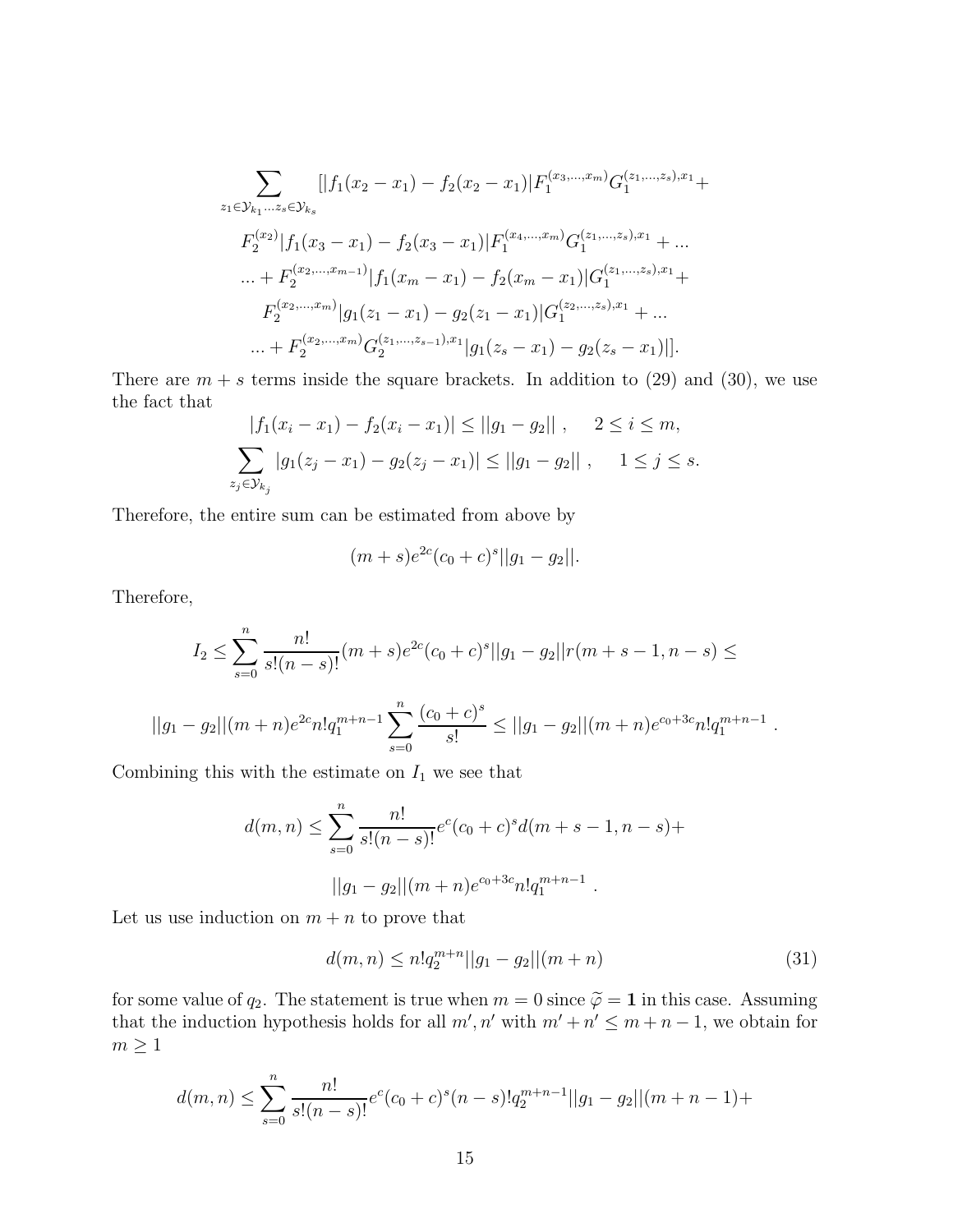$$\sum_{z_1 \in \mathcal{Y}_{k_1} \dots z_s \in \mathcal{Y}_{k_s}} [|f_1(x_2 - x_1) - f_2(x_2 - x_1)| F_1^{(x_3,\dots,x_m)} G_1^{(z_1,\dots,z_s),x_1} +$$

$$F_2^{(x_2)} |f_1(x_3 - x_1) - f_2(x_3 - x_1)| F_1^{(x_4,\dots,x_m)} G_1^{(z_1,\dots,z_s),x_1} + \dots$$

$$\dots + F_2^{(x_2,\dots,x_{m-1})} |f_1(x_m - x_1) - f_2(x_m - x_1)| G_1^{(z_1,\dots,z_s),x_1} +$$

$$F_2^{(x_2,\dots,x_m)} |g_1(z_1 - x_1) - g_2(z_1 - x_1)| G_1^{(z_2,\dots,z_s),x_1} + \dots$$

$$\dots + F_2^{(x_2,\dots,x_m)} G_2^{(z_1,\dots,z_{s-1}),x_1} |g_1(z_s - x_1) - g_2(z_s - x_1)|].$$

There are $m + s$ terms inside the square brackets. In addition to (29) and (30), we use the fact that

$$|f_1(x_i - x_1) - f_2(x_i - x_1)| \le ||g_1 - g_2|| \ , \quad 2 \le i \le m,$$

$$\sum_{z_j \in \mathcal{Y}_{k_j}} |g_1(z_j - x_1) - g_2(z_j - x_1)| \le ||g_1 - g_2|| \ , \quad 1 \le j \le s.$$

Therefore, the entire sum can be estimated from above by

$$(m + s) e^{2c} (c_0 + c)^s ||g_1 - g_2||.$$

Therefore,

$$I_2 \le \sum_{s=0}^{n} \frac{n!}{s!(n-s)!} (m+s) e^{2c} (c_0 + c)^s ||g_1 - g_2|| r(m + s - 1, n - s) \le$$

$$||g_1 - g_2|| (m+n) e^{2c} n! q_1^{m+n-1} \sum_{s=0}^{n} \frac{(c_0 + c)^s}{s!} \le ||g_1 - g_2|| (m+n) e^{c_0 + 3c} n! q_1^{m+n-1} \ .$$

Combining this with the estimate on $I_1$ we see that

$$d(m,n) \le \sum_{s=0}^{n} \frac{n!}{s!(n-s)!} e^c (c_0 + c)^s d(m + s - 1, n - s) +$$

$$||g_1 - g_2|| (m+n) e^{c_0 + 3c} n! q_1^{m+n-1} \ .$$

Let us use induction on $m + n$ to prove that

$$d(m,n) \le n! q_2^{m+n} ||g_1 - g_2|| (m+n) \tag{31}$$

for some value of $q_2$. The statement is true when $m = 0$ since $\widetilde{\varphi} = \mathbf{1}$ in this case. Assuming that the induction hypothesis holds for all $m', n'$ with $m' + n' \le m + n - 1$, we obtain for $m \ge 1$

$$d(m,n) \le \sum_{s=0}^{n} \frac{n!}{s!(n-s)!} e^c (c_0 + c)^s (n-s)! q_2^{m+n-1} ||g_1 - g_2|| (m + n - 1) +$$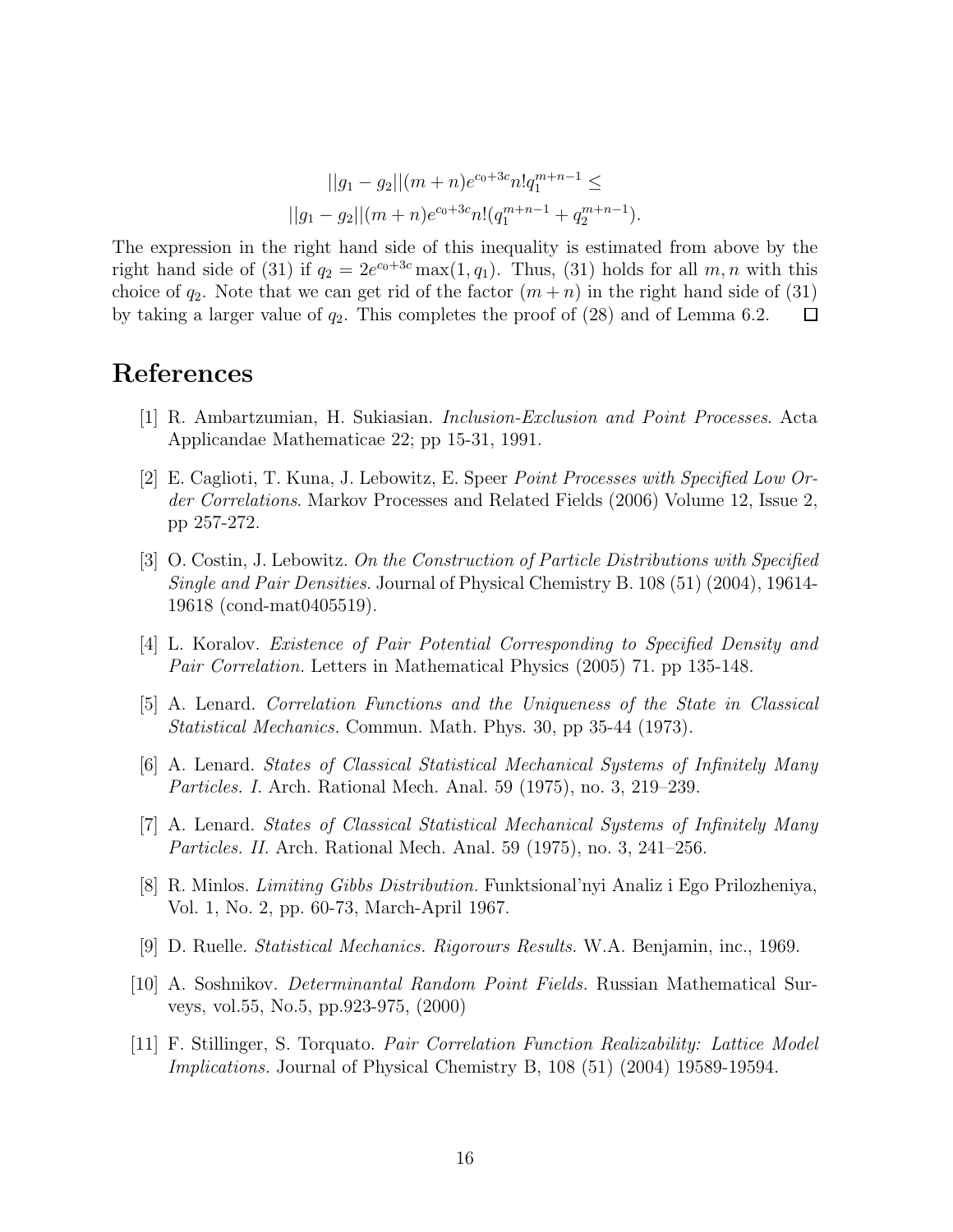$$||g_1 - g_2||(m+n)e^{c_0+3c}n!q_1^{m+n-1} \leq$$
$$||g_1 - g_2||(m+n)e^{c_0+3c}n!(q_1^{m+n-1} + q_2^{m+n-1}).$$

The expression in the right hand side of this inequality is estimated from above by the right hand side of (31) if $q_2 = 2e^{c_0+3c}\max(1, q_1)$. Thus, (31) holds for all $m, n$ with this choice of $q_2$. Note that we can get rid of the factor $(m+n)$ in the right hand side of (31) by taking a larger value of $q_2$. This completes the proof of (28) and of Lemma 6.2. $\square$

# References

[1] R. Ambartzumian, H. Sukiasian. *Inclusion-Exclusion and Point Processes*. Acta Applicandae Mathematicae 22; pp 15-31, 1991.

[2] E. Caglioti, T. Kuna, J. Lebowitz, E. Speer *Point Processes with Specified Low Order Correlations*. Markov Processes and Related Fields (2006) Volume 12, Issue 2, pp 257-272.

[3] O. Costin, J. Lebowitz. *On the Construction of Particle Distributions with Specified Single and Pair Densities.* Journal of Physical Chemistry B. 108 (51) (2004), 19614-19618 (cond-mat0405519).

[4] L. Koralov. *Existence of Pair Potential Corresponding to Specified Density and Pair Correlation.* Letters in Mathematical Physics (2005) 71. pp 135-148.

[5] A. Lenard. *Correlation Functions and the Uniqueness of the State in Classical Statistical Mechanics.* Commun. Math. Phys. 30, pp 35-44 (1973).

[6] A. Lenard. *States of Classical Statistical Mechanical Systems of Infinitely Many Particles. I.* Arch. Rational Mech. Anal. 59 (1975), no. 3, 219–239.

[7] A. Lenard. *States of Classical Statistical Mechanical Systems of Infinitely Many Particles. II.* Arch. Rational Mech. Anal. 59 (1975), no. 3, 241–256.

[8] R. Minlos. *Limiting Gibbs Distribution.* Funktsional'nyi Analiz i Ego Prilozheniya, Vol. 1, No. 2, pp. 60-73, March-April 1967.

[9] D. Ruelle. *Statistical Mechanics. Rigorours Results.* W.A. Benjamin, inc., 1969.

[10] A. Soshnikov. *Determinantal Random Point Fields.* Russian Mathematical Surveys, vol.55, No.5, pp.923-975, (2000)

[11] F. Stillinger, S. Torquato. *Pair Correlation Function Realizability: Lattice Model Implications.* Journal of Physical Chemistry B, 108 (51) (2004) 19589-19594.